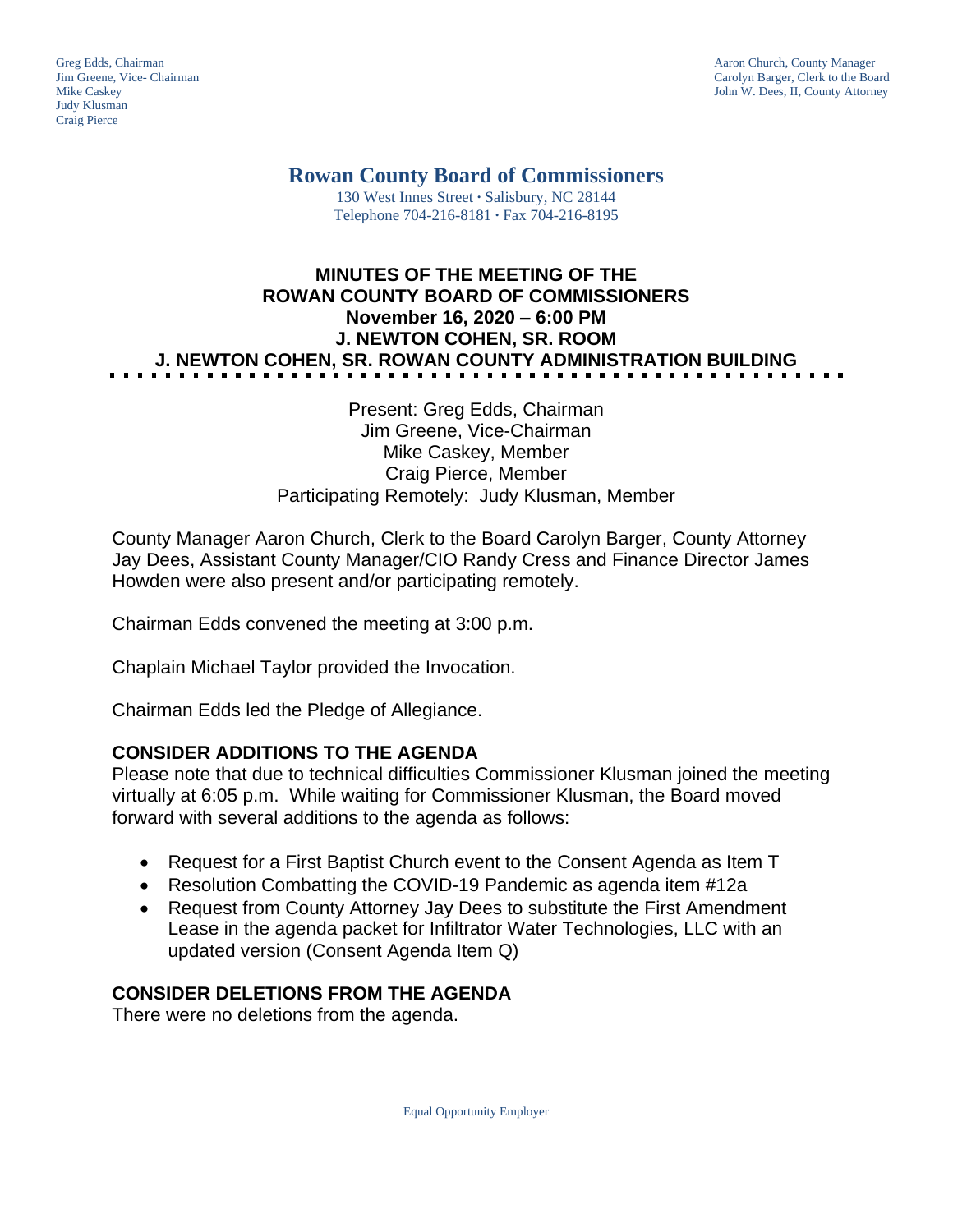Greg Edds, Chairman
Jim Greene, Vice- Chairman
Mike Caskey
Judy Klusman
Craig Pierce

Aaron Church, County Manager
Carolyn Barger, Clerk to the Board
John W. Dees, II, County Attorney

# Rowan County Board of Commissioners

130 West Innes Street · Salisbury, NC 28144
Telephone 704-216-8181 · Fax 704-216-8195

## MINUTES OF THE MEETING OF THE ROWAN COUNTY BOARD OF COMMISSIONERS
## November 16, 2020 – 6:00 PM
## J. NEWTON COHEN, SR. ROOM
## J. NEWTON COHEN, SR. ROWAN COUNTY ADMINISTRATION BUILDING

Present: Greg Edds, Chairman
Jim Greene, Vice-Chairman
Mike Caskey, Member
Craig Pierce, Member
Participating Remotely: Judy Klusman, Member

County Manager Aaron Church, Clerk to the Board Carolyn Barger, County Attorney Jay Dees, Assistant County Manager/CIO Randy Cress and Finance Director James Howden were also present and/or participating remotely.

Chairman Edds convened the meeting at 3:00 p.m.

Chaplain Michael Taylor provided the Invocation.

Chairman Edds led the Pledge of Allegiance.

### CONSIDER ADDITIONS TO THE AGENDA

Please note that due to technical difficulties Commissioner Klusman joined the meeting virtually at 6:05 p.m. While waiting for Commissioner Klusman, the Board moved forward with several additions to the agenda as follows:

- Request for a First Baptist Church event to the Consent Agenda as Item T
- Resolution Combatting the COVID-19 Pandemic as agenda item #12a
- Request from County Attorney Jay Dees to substitute the First Amendment Lease in the agenda packet for Infiltrator Water Technologies, LLC with an updated version (Consent Agenda Item Q)

### CONSIDER DELETIONS FROM THE AGENDA

There were no deletions from the agenda.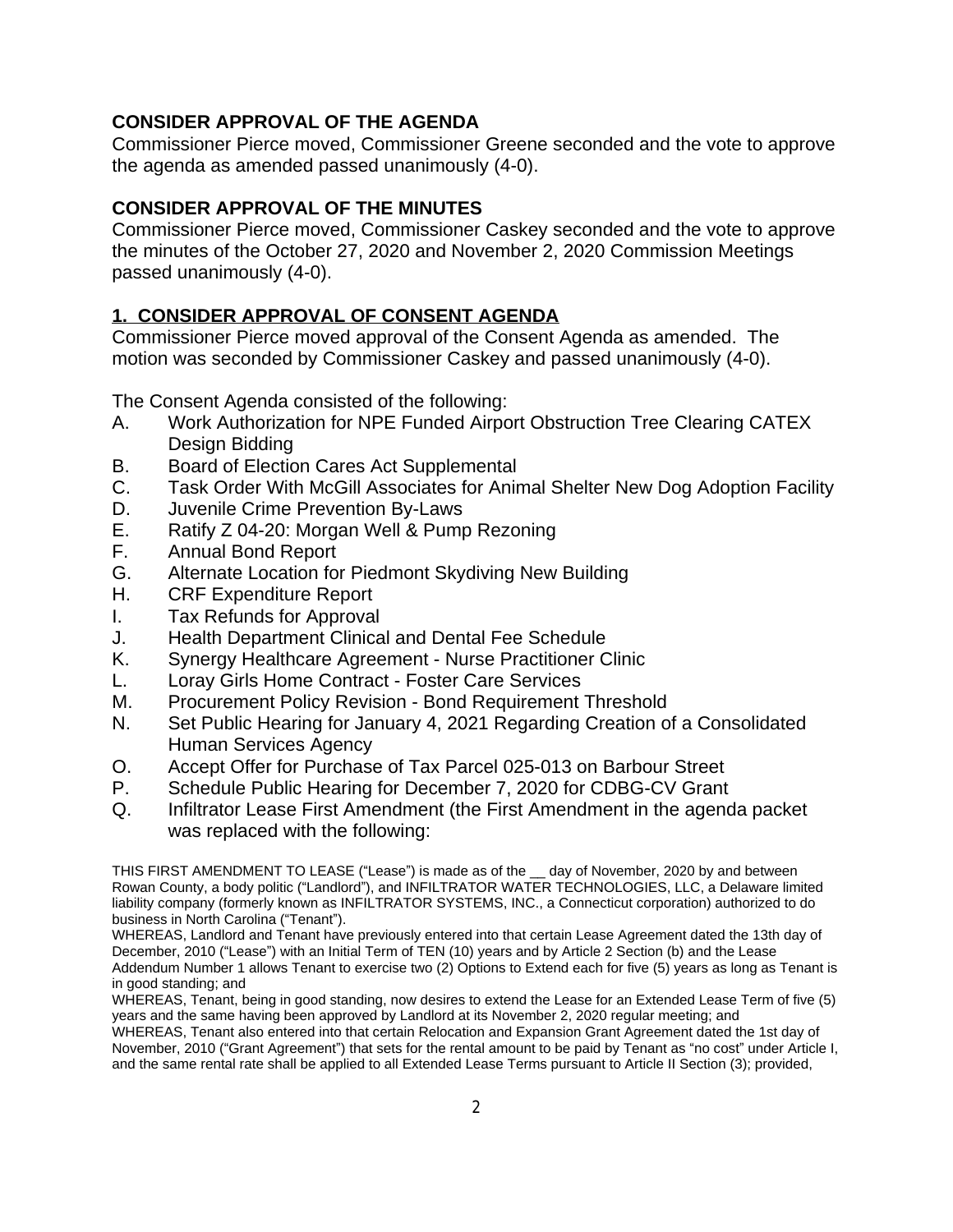## CONSIDER APPROVAL OF THE AGENDA

Commissioner Pierce moved, Commissioner Greene seconded and the vote to approve the agenda as amended passed unanimously (4-0).

## CONSIDER APPROVAL OF THE MINUTES

Commissioner Pierce moved, Commissioner Caskey seconded and the vote to approve the minutes of the October 27, 2020 and November 2, 2020 Commission Meetings passed unanimously (4-0).

## 1. CONSIDER APPROVAL OF CONSENT AGENDA

Commissioner Pierce moved approval of the Consent Agenda as amended. The motion was seconded by Commissioner Caskey and passed unanimously (4-0).

The Consent Agenda consisted of the following:

A. Work Authorization for NPE Funded Airport Obstruction Tree Clearing CATEX Design Bidding
B. Board of Election Cares Act Supplemental
C. Task Order With McGill Associates for Animal Shelter New Dog Adoption Facility
D. Juvenile Crime Prevention By-Laws
E. Ratify Z 04-20: Morgan Well & Pump Rezoning
F. Annual Bond Report
G. Alternate Location for Piedmont Skydiving New Building
H. CRF Expenditure Report
I. Tax Refunds for Approval
J. Health Department Clinical and Dental Fee Schedule
K. Synergy Healthcare Agreement - Nurse Practitioner Clinic
L. Loray Girls Home Contract - Foster Care Services
M. Procurement Policy Revision - Bond Requirement Threshold
N. Set Public Hearing for January 4, 2021 Regarding Creation of a Consolidated Human Services Agency
O. Accept Offer for Purchase of Tax Parcel 025-013 on Barbour Street
P. Schedule Public Hearing for December 7, 2020 for CDBG-CV Grant
Q. Infiltrator Lease First Amendment (the First Amendment in the agenda packet was replaced with the following:

THIS FIRST AMENDMENT TO LEASE ("Lease") is made as of the __ day of November, 2020 by and between Rowan County, a body politic ("Landlord"), and INFILTRATOR WATER TECHNOLOGIES, LLC, a Delaware limited liability company (formerly known as INFILTRATOR SYSTEMS, INC., a Connecticut corporation) authorized to do business in North Carolina ("Tenant").

WHEREAS, Landlord and Tenant have previously entered into that certain Lease Agreement dated the 13th day of December, 2010 ("Lease") with an Initial Term of TEN (10) years and by Article 2 Section (b) and the Lease Addendum Number 1 allows Tenant to exercise two (2) Options to Extend each for five (5) years as long as Tenant is in good standing; and

WHEREAS, Tenant, being in good standing, now desires to extend the Lease for an Extended Lease Term of five (5) years and the same having been approved by Landlord at its November 2, 2020 regular meeting; and

WHEREAS, Tenant also entered into that certain Relocation and Expansion Grant Agreement dated the 1st day of November, 2010 ("Grant Agreement") that sets for the rental amount to be paid by Tenant as "no cost" under Article I, and the same rental rate shall be applied to all Extended Lease Terms pursuant to Article II Section (3); provided,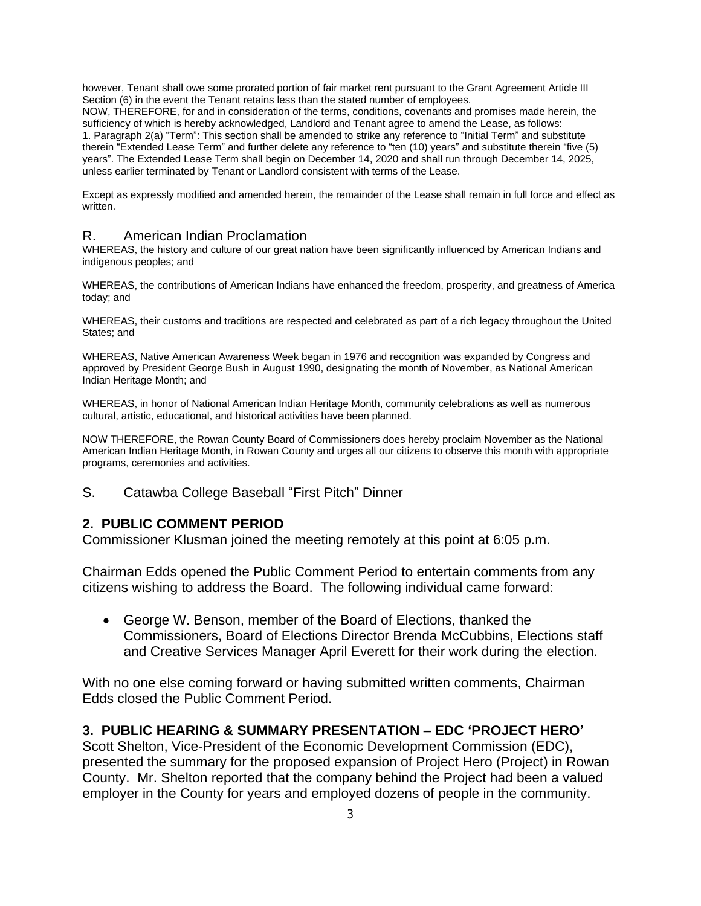however, Tenant shall owe some prorated portion of fair market rent pursuant to the Grant Agreement Article III Section (6) in the event the Tenant retains less than the stated number of employees.
NOW, THEREFORE, for and in consideration of the terms, conditions, covenants and promises made herein, the sufficiency of which is hereby acknowledged, Landlord and Tenant agree to amend the Lease, as follows:
1. Paragraph 2(a) "Term": This section shall be amended to strike any reference to "Initial Term" and substitute therein "Extended Lease Term" and further delete any reference to "ten (10) years" and substitute therein "five (5) years". The Extended Lease Term shall begin on December 14, 2020 and shall run through December 14, 2025, unless earlier terminated by Tenant or Landlord consistent with terms of the Lease.

Except as expressly modified and amended herein, the remainder of the Lease shall remain in full force and effect as written.

R. American Indian Proclamation

WHEREAS, the history and culture of our great nation have been significantly influenced by American Indians and indigenous peoples; and

WHEREAS, the contributions of American Indians have enhanced the freedom, prosperity, and greatness of America today; and

WHEREAS, their customs and traditions are respected and celebrated as part of a rich legacy throughout the United States; and

WHEREAS, Native American Awareness Week began in 1976 and recognition was expanded by Congress and approved by President George Bush in August 1990, designating the month of November, as National American Indian Heritage Month; and

WHEREAS, in honor of National American Indian Heritage Month, community celebrations as well as numerous cultural, artistic, educational, and historical activities have been planned.

NOW THEREFORE, the Rowan County Board of Commissioners does hereby proclaim November as the National American Indian Heritage Month, in Rowan County and urges all our citizens to observe this month with appropriate programs, ceremonies and activities.

S. Catawba College Baseball "First Pitch" Dinner

## 2. PUBLIC COMMENT PERIOD

Commissioner Klusman joined the meeting remotely at this point at 6:05 p.m.

Chairman Edds opened the Public Comment Period to entertain comments from any citizens wishing to address the Board. The following individual came forward:

- George W. Benson, member of the Board of Elections, thanked the Commissioners, Board of Elections Director Brenda McCubbins, Elections staff and Creative Services Manager April Everett for their work during the election.

With no one else coming forward or having submitted written comments, Chairman Edds closed the Public Comment Period.

## 3. PUBLIC HEARING & SUMMARY PRESENTATION – EDC 'PROJECT HERO'

Scott Shelton, Vice-President of the Economic Development Commission (EDC), presented the summary for the proposed expansion of Project Hero (Project) in Rowan County. Mr. Shelton reported that the company behind the Project had been a valued employer in the County for years and employed dozens of people in the community.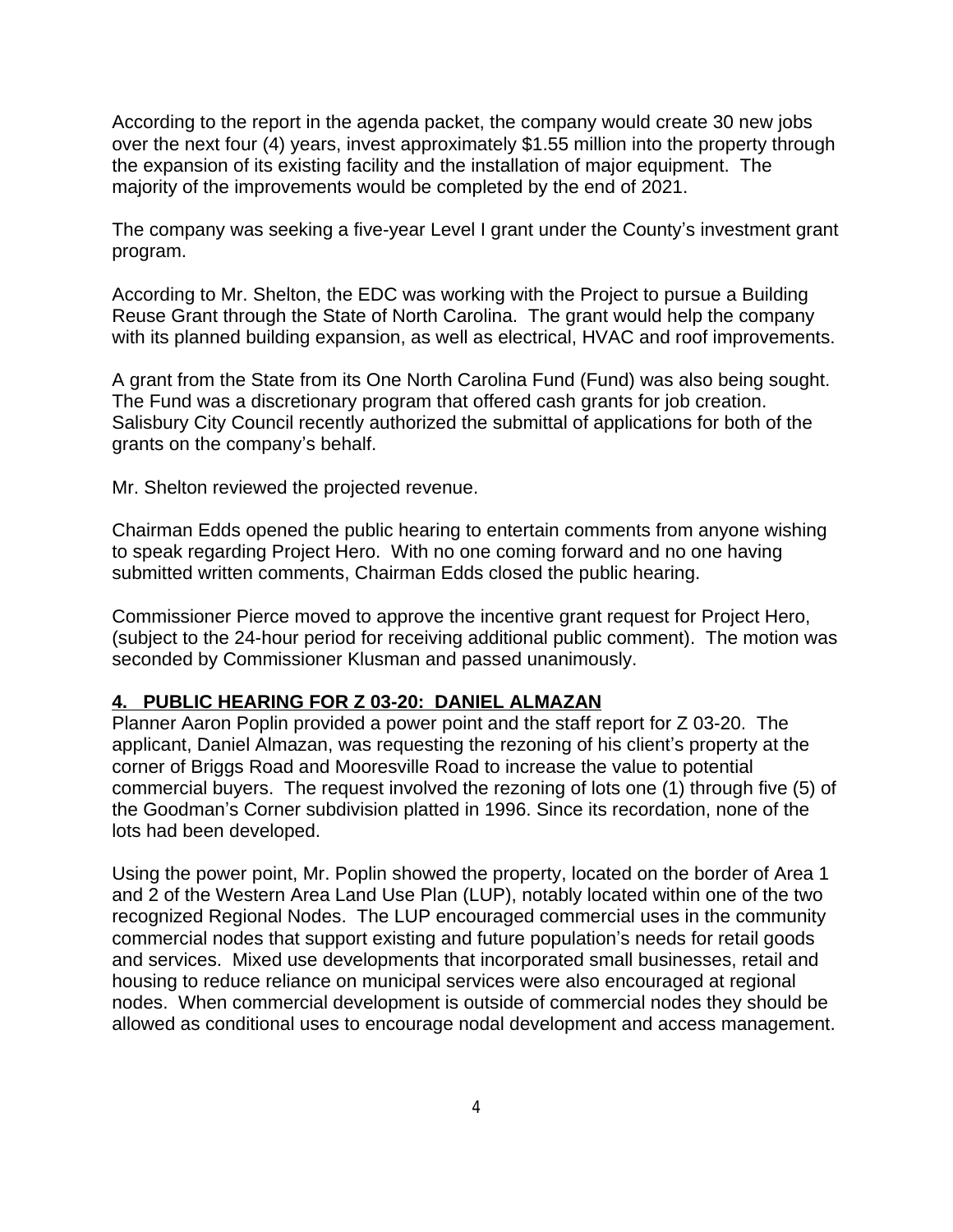According to the report in the agenda packet, the company would create 30 new jobs over the next four (4) years, invest approximately $1.55 million into the property through the expansion of its existing facility and the installation of major equipment. The majority of the improvements would be completed by the end of 2021.

The company was seeking a five-year Level I grant under the County's investment grant program.

According to Mr. Shelton, the EDC was working with the Project to pursue a Building Reuse Grant through the State of North Carolina. The grant would help the company with its planned building expansion, as well as electrical, HVAC and roof improvements.

A grant from the State from its One North Carolina Fund (Fund) was also being sought. The Fund was a discretionary program that offered cash grants for job creation. Salisbury City Council recently authorized the submittal of applications for both of the grants on the company's behalf.

Mr. Shelton reviewed the projected revenue.

Chairman Edds opened the public hearing to entertain comments from anyone wishing to speak regarding Project Hero. With no one coming forward and no one having submitted written comments, Chairman Edds closed the public hearing.

Commissioner Pierce moved to approve the incentive grant request for Project Hero, (subject to the 24-hour period for receiving additional public comment). The motion was seconded by Commissioner Klusman and passed unanimously.

## **4. PUBLIC HEARING FOR Z 03-20: DANIEL ALMAZAN**

Planner Aaron Poplin provided a power point and the staff report for Z 03-20. The applicant, Daniel Almazan, was requesting the rezoning of his client's property at the corner of Briggs Road and Mooresville Road to increase the value to potential commercial buyers. The request involved the rezoning of lots one (1) through five (5) of the Goodman's Corner subdivision platted in 1996. Since its recordation, none of the lots had been developed.

Using the power point, Mr. Poplin showed the property, located on the border of Area 1 and 2 of the Western Area Land Use Plan (LUP), notably located within one of the two recognized Regional Nodes. The LUP encouraged commercial uses in the community commercial nodes that support existing and future population's needs for retail goods and services. Mixed use developments that incorporated small businesses, retail and housing to reduce reliance on municipal services were also encouraged at regional nodes. When commercial development is outside of commercial nodes they should be allowed as conditional uses to encourage nodal development and access management.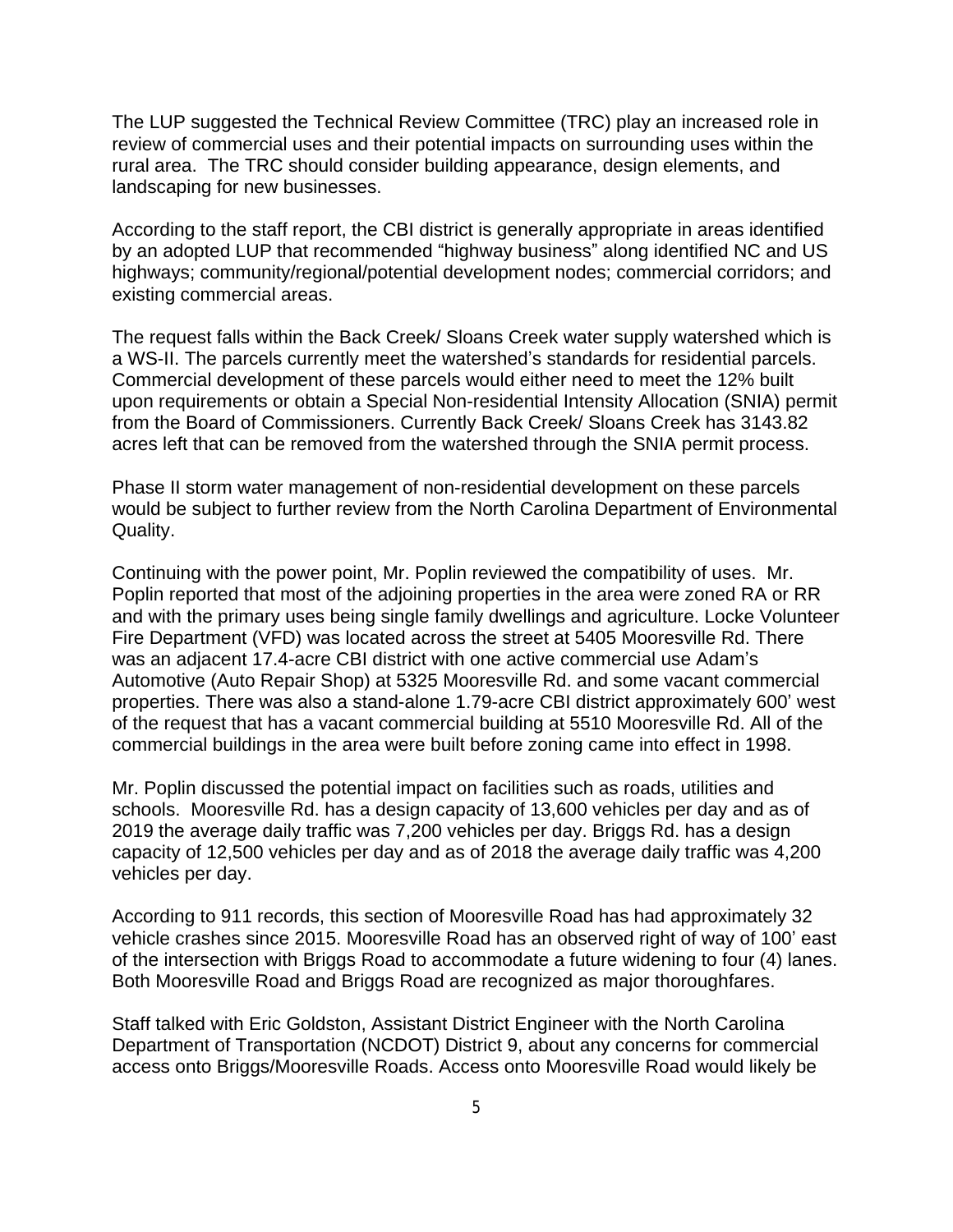The LUP suggested the Technical Review Committee (TRC) play an increased role in review of commercial uses and their potential impacts on surrounding uses within the rural area. The TRC should consider building appearance, design elements, and landscaping for new businesses.

According to the staff report, the CBI district is generally appropriate in areas identified by an adopted LUP that recommended "highway business" along identified NC and US highways; community/regional/potential development nodes; commercial corridors; and existing commercial areas.

The request falls within the Back Creek/ Sloans Creek water supply watershed which is a WS-II. The parcels currently meet the watershed's standards for residential parcels. Commercial development of these parcels would either need to meet the 12% built upon requirements or obtain a Special Non-residential Intensity Allocation (SNIA) permit from the Board of Commissioners. Currently Back Creek/ Sloans Creek has 3143.82 acres left that can be removed from the watershed through the SNIA permit process.

Phase II storm water management of non-residential development on these parcels would be subject to further review from the North Carolina Department of Environmental Quality.

Continuing with the power point, Mr. Poplin reviewed the compatibility of uses. Mr. Poplin reported that most of the adjoining properties in the area were zoned RA or RR and with the primary uses being single family dwellings and agriculture. Locke Volunteer Fire Department (VFD) was located across the street at 5405 Mooresville Rd. There was an adjacent 17.4-acre CBI district with one active commercial use Adam's Automotive (Auto Repair Shop) at 5325 Mooresville Rd. and some vacant commercial properties. There was also a stand-alone 1.79-acre CBI district approximately 600' west of the request that has a vacant commercial building at 5510 Mooresville Rd. All of the commercial buildings in the area were built before zoning came into effect in 1998.

Mr. Poplin discussed the potential impact on facilities such as roads, utilities and schools. Mooresville Rd. has a design capacity of 13,600 vehicles per day and as of 2019 the average daily traffic was 7,200 vehicles per day. Briggs Rd. has a design capacity of 12,500 vehicles per day and as of 2018 the average daily traffic was 4,200 vehicles per day.

According to 911 records, this section of Mooresville Road has had approximately 32 vehicle crashes since 2015. Mooresville Road has an observed right of way of 100' east of the intersection with Briggs Road to accommodate a future widening to four (4) lanes. Both Mooresville Road and Briggs Road are recognized as major thoroughfares.

Staff talked with Eric Goldston, Assistant District Engineer with the North Carolina Department of Transportation (NCDOT) District 9, about any concerns for commercial access onto Briggs/Mooresville Roads. Access onto Mooresville Road would likely be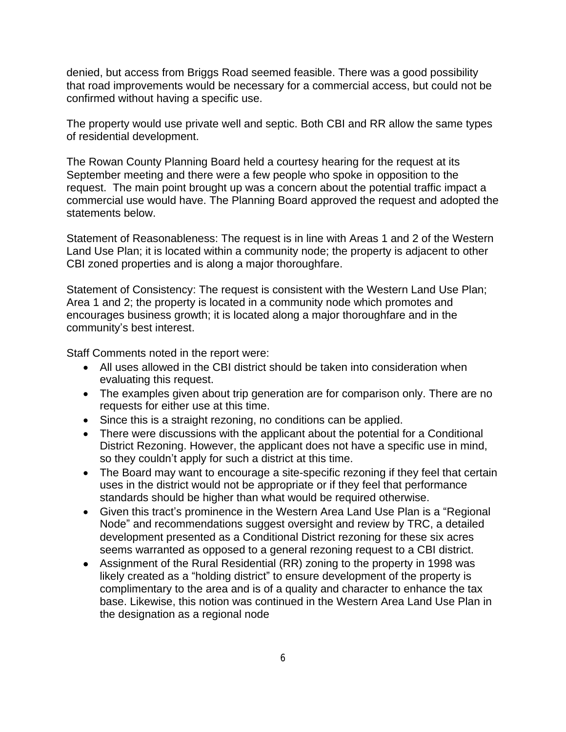denied, but access from Briggs Road seemed feasible. There was a good possibility that road improvements would be necessary for a commercial access, but could not be confirmed without having a specific use.

The property would use private well and septic. Both CBI and RR allow the same types of residential development.

The Rowan County Planning Board held a courtesy hearing for the request at its September meeting and there were a few people who spoke in opposition to the request. The main point brought up was a concern about the potential traffic impact a commercial use would have. The Planning Board approved the request and adopted the statements below.

Statement of Reasonableness: The request is in line with Areas 1 and 2 of the Western Land Use Plan; it is located within a community node; the property is adjacent to other CBI zoned properties and is along a major thoroughfare.

Statement of Consistency: The request is consistent with the Western Land Use Plan; Area 1 and 2; the property is located in a community node which promotes and encourages business growth; it is located along a major thoroughfare and in the community's best interest.

Staff Comments noted in the report were:

- All uses allowed in the CBI district should be taken into consideration when evaluating this request.
- The examples given about trip generation are for comparison only. There are no requests for either use at this time.
- Since this is a straight rezoning, no conditions can be applied.
- There were discussions with the applicant about the potential for a Conditional District Rezoning. However, the applicant does not have a specific use in mind, so they couldn't apply for such a district at this time.
- The Board may want to encourage a site-specific rezoning if they feel that certain uses in the district would not be appropriate or if they feel that performance standards should be higher than what would be required otherwise.
- Given this tract's prominence in the Western Area Land Use Plan is a "Regional Node" and recommendations suggest oversight and review by TRC, a detailed development presented as a Conditional District rezoning for these six acres seems warranted as opposed to a general rezoning request to a CBI district.
- Assignment of the Rural Residential (RR) zoning to the property in 1998 was likely created as a "holding district" to ensure development of the property is complimentary to the area and is of a quality and character to enhance the tax base. Likewise, this notion was continued in the Western Area Land Use Plan in the designation as a regional node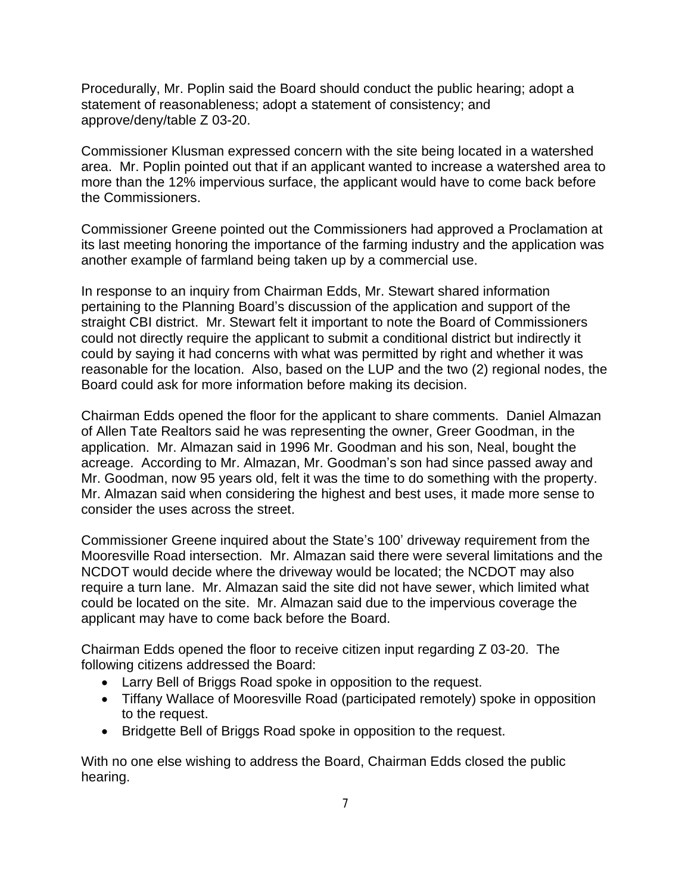Procedurally, Mr. Poplin said the Board should conduct the public hearing; adopt a statement of reasonableness; adopt a statement of consistency; and approve/deny/table Z 03-20.

Commissioner Klusman expressed concern with the site being located in a watershed area. Mr. Poplin pointed out that if an applicant wanted to increase a watershed area to more than the 12% impervious surface, the applicant would have to come back before the Commissioners.

Commissioner Greene pointed out the Commissioners had approved a Proclamation at its last meeting honoring the importance of the farming industry and the application was another example of farmland being taken up by a commercial use.

In response to an inquiry from Chairman Edds, Mr. Stewart shared information pertaining to the Planning Board's discussion of the application and support of the straight CBI district. Mr. Stewart felt it important to note the Board of Commissioners could not directly require the applicant to submit a conditional district but indirectly it could by saying it had concerns with what was permitted by right and whether it was reasonable for the location. Also, based on the LUP and the two (2) regional nodes, the Board could ask for more information before making its decision.

Chairman Edds opened the floor for the applicant to share comments. Daniel Almazan of Allen Tate Realtors said he was representing the owner, Greer Goodman, in the application. Mr. Almazan said in 1996 Mr. Goodman and his son, Neal, bought the acreage. According to Mr. Almazan, Mr. Goodman's son had since passed away and Mr. Goodman, now 95 years old, felt it was the time to do something with the property. Mr. Almazan said when considering the highest and best uses, it made more sense to consider the uses across the street.

Commissioner Greene inquired about the State's 100' driveway requirement from the Mooresville Road intersection. Mr. Almazan said there were several limitations and the NCDOT would decide where the driveway would be located; the NCDOT may also require a turn lane. Mr. Almazan said the site did not have sewer, which limited what could be located on the site. Mr. Almazan said due to the impervious coverage the applicant may have to come back before the Board.

Chairman Edds opened the floor to receive citizen input regarding Z 03-20. The following citizens addressed the Board:

- Larry Bell of Briggs Road spoke in opposition to the request.
- Tiffany Wallace of Mooresville Road (participated remotely) spoke in opposition to the request.
- Bridgette Bell of Briggs Road spoke in opposition to the request.

With no one else wishing to address the Board, Chairman Edds closed the public hearing.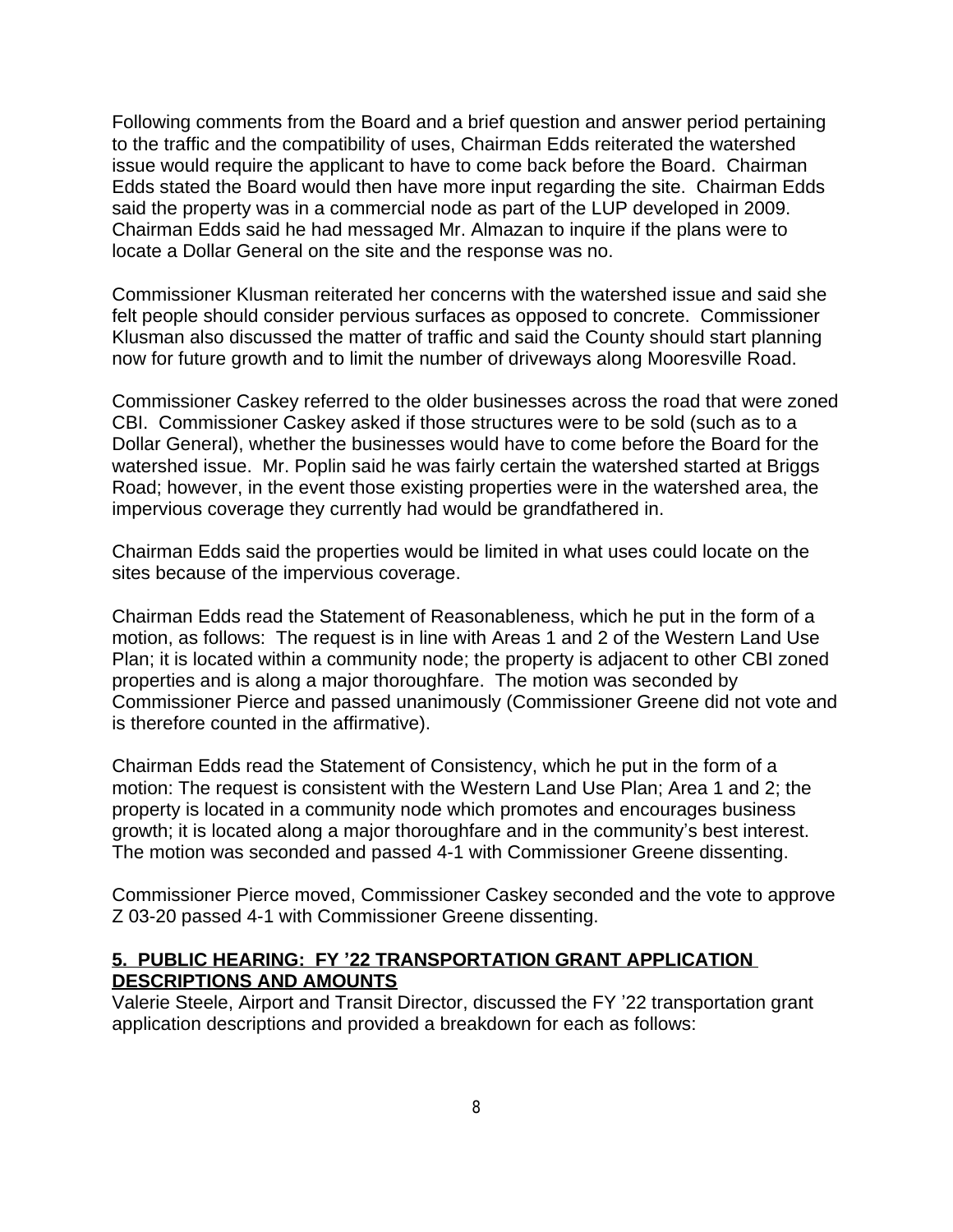Following comments from the Board and a brief question and answer period pertaining to the traffic and the compatibility of uses, Chairman Edds reiterated the watershed issue would require the applicant to have to come back before the Board. Chairman Edds stated the Board would then have more input regarding the site. Chairman Edds said the property was in a commercial node as part of the LUP developed in 2009. Chairman Edds said he had messaged Mr. Almazan to inquire if the plans were to locate a Dollar General on the site and the response was no.

Commissioner Klusman reiterated her concerns with the watershed issue and said she felt people should consider pervious surfaces as opposed to concrete. Commissioner Klusman also discussed the matter of traffic and said the County should start planning now for future growth and to limit the number of driveways along Mooresville Road.

Commissioner Caskey referred to the older businesses across the road that were zoned CBI. Commissioner Caskey asked if those structures were to be sold (such as to a Dollar General), whether the businesses would have to come before the Board for the watershed issue. Mr. Poplin said he was fairly certain the watershed started at Briggs Road; however, in the event those existing properties were in the watershed area, the impervious coverage they currently had would be grandfathered in.

Chairman Edds said the properties would be limited in what uses could locate on the sites because of the impervious coverage.

Chairman Edds read the Statement of Reasonableness, which he put in the form of a motion, as follows: The request is in line with Areas 1 and 2 of the Western Land Use Plan; it is located within a community node; the property is adjacent to other CBI zoned properties and is along a major thoroughfare. The motion was seconded by Commissioner Pierce and passed unanimously (Commissioner Greene did not vote and is therefore counted in the affirmative).

Chairman Edds read the Statement of Consistency, which he put in the form of a motion: The request is consistent with the Western Land Use Plan; Area 1 and 2; the property is located in a community node which promotes and encourages business growth; it is located along a major thoroughfare and in the community's best interest. The motion was seconded and passed 4-1 with Commissioner Greene dissenting.

Commissioner Pierce moved, Commissioner Caskey seconded and the vote to approve Z 03-20 passed 4-1 with Commissioner Greene dissenting.

**5. PUBLIC HEARING: FY '22 TRANSPORTATION GRANT APPLICATION DESCRIPTIONS AND AMOUNTS**

Valerie Steele, Airport and Transit Director, discussed the FY '22 transportation grant application descriptions and provided a breakdown for each as follows: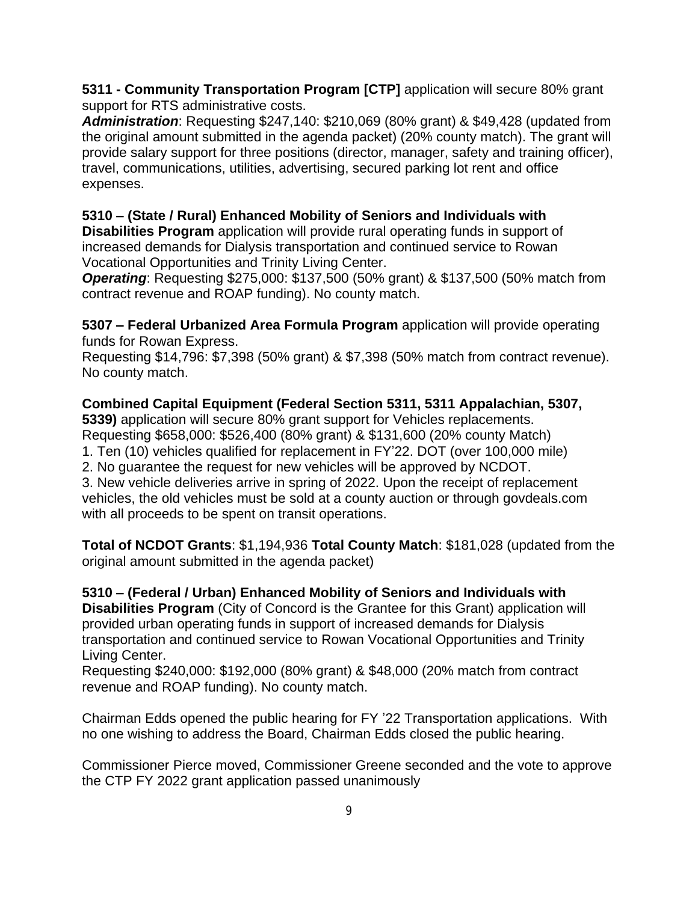**5311 - Community Transportation Program [CTP]** application will secure 80% grant support for RTS administrative costs.

***Administration***: Requesting $247,140: $210,069 (80% grant) & $49,428 (updated from the original amount submitted in the agenda packet) (20% county match). The grant will provide salary support for three positions (director, manager, safety and training officer), travel, communications, utilities, advertising, secured parking lot rent and office expenses.

**5310 – (State / Rural) Enhanced Mobility of Seniors and Individuals with Disabilities Program** application will provide rural operating funds in support of increased demands for Dialysis transportation and continued service to Rowan Vocational Opportunities and Trinity Living Center.

***Operating***: Requesting $275,000: $137,500 (50% grant) & $137,500 (50% match from contract revenue and ROAP funding). No county match.

**5307 – Federal Urbanized Area Formula Program** application will provide operating funds for Rowan Express.

Requesting $14,796: $7,398 (50% grant) & $7,398 (50% match from contract revenue). No county match.

**Combined Capital Equipment (Federal Section 5311, 5311 Appalachian, 5307, 5339)** application will secure 80% grant support for Vehicles replacements.

Requesting $658,000: $526,400 (80% grant) & $131,600 (20% county Match)

1. Ten (10) vehicles qualified for replacement in FY'22. DOT (over 100,000 mile)
2. No guarantee the request for new vehicles will be approved by NCDOT.
3. New vehicle deliveries arrive in spring of 2022. Upon the receipt of replacement vehicles, the old vehicles must be sold at a county auction or through govdeals.com with all proceeds to be spent on transit operations.

**Total of NCDOT Grants**: $1,194,936 **Total County Match**: $181,028 (updated from the original amount submitted in the agenda packet)

**5310 – (Federal / Urban) Enhanced Mobility of Seniors and Individuals with Disabilities Program** (City of Concord is the Grantee for this Grant) application will provided urban operating funds in support of increased demands for Dialysis transportation and continued service to Rowan Vocational Opportunities and Trinity Living Center.

Requesting $240,000: $192,000 (80% grant) & $48,000 (20% match from contract revenue and ROAP funding). No county match.

Chairman Edds opened the public hearing for FY '22 Transportation applications. With no one wishing to address the Board, Chairman Edds closed the public hearing.

Commissioner Pierce moved, Commissioner Greene seconded and the vote to approve the CTP FY 2022 grant application passed unanimously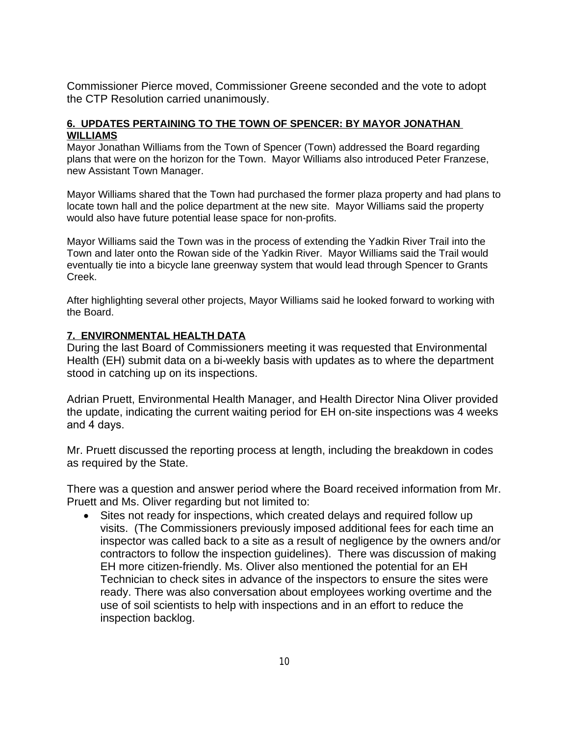Commissioner Pierce moved, Commissioner Greene seconded and the vote to adopt the CTP Resolution carried unanimously.

## 6. UPDATES PERTAINING TO THE TOWN OF SPENCER: BY MAYOR JONATHAN WILLIAMS

Mayor Jonathan Williams from the Town of Spencer (Town) addressed the Board regarding plans that were on the horizon for the Town. Mayor Williams also introduced Peter Franzese, new Assistant Town Manager.

Mayor Williams shared that the Town had purchased the former plaza property and had plans to locate town hall and the police department at the new site. Mayor Williams said the property would also have future potential lease space for non-profits.

Mayor Williams said the Town was in the process of extending the Yadkin River Trail into the Town and later onto the Rowan side of the Yadkin River. Mayor Williams said the Trail would eventually tie into a bicycle lane greenway system that would lead through Spencer to Grants Creek.

After highlighting several other projects, Mayor Williams said he looked forward to working with the Board.

## 7. ENVIRONMENTAL HEALTH DATA

During the last Board of Commissioners meeting it was requested that Environmental Health (EH) submit data on a bi-weekly basis with updates as to where the department stood in catching up on its inspections.

Adrian Pruett, Environmental Health Manager, and Health Director Nina Oliver provided the update, indicating the current waiting period for EH on-site inspections was 4 weeks and 4 days.

Mr. Pruett discussed the reporting process at length, including the breakdown in codes as required by the State.

There was a question and answer period where the Board received information from Mr. Pruett and Ms. Oliver regarding but not limited to:

- Sites not ready for inspections, which created delays and required follow up visits. (The Commissioners previously imposed additional fees for each time an inspector was called back to a site as a result of negligence by the owners and/or contractors to follow the inspection guidelines). There was discussion of making EH more citizen-friendly. Ms. Oliver also mentioned the potential for an EH Technician to check sites in advance of the inspectors to ensure the sites were ready. There was also conversation about employees working overtime and the use of soil scientists to help with inspections and in an effort to reduce the inspection backlog.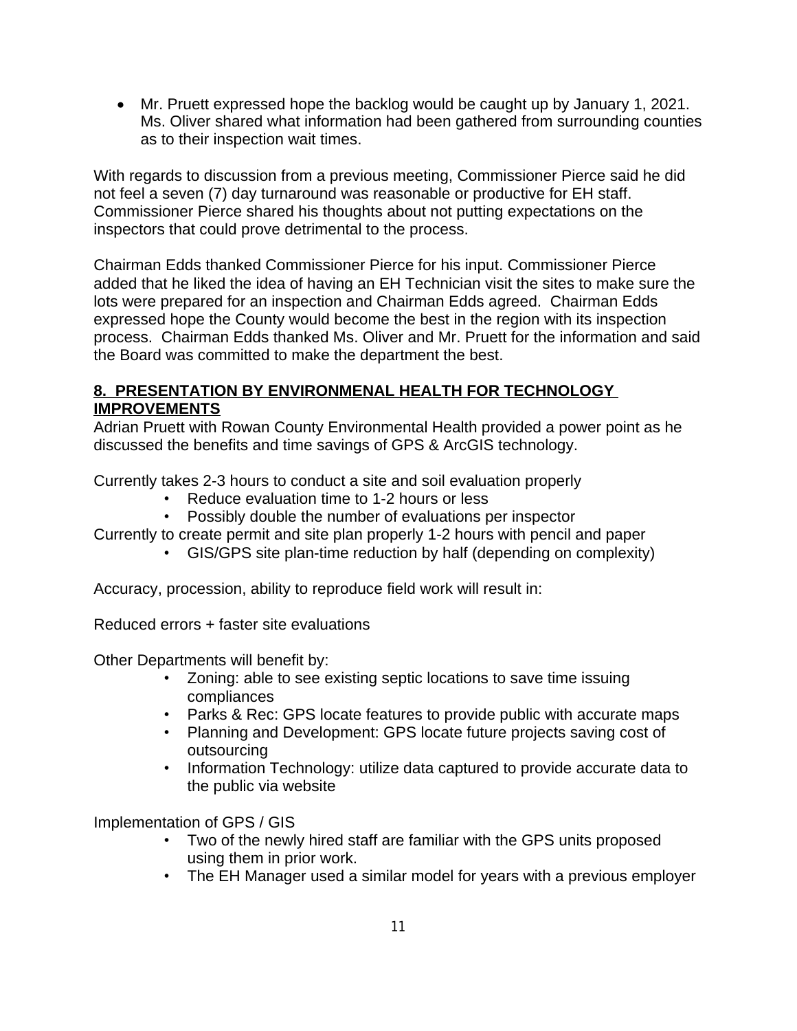- Mr. Pruett expressed hope the backlog would be caught up by January 1, 2021. Ms. Oliver shared what information had been gathered from surrounding counties as to their inspection wait times.

With regards to discussion from a previous meeting, Commissioner Pierce said he did not feel a seven (7) day turnaround was reasonable or productive for EH staff. Commissioner Pierce shared his thoughts about not putting expectations on the inspectors that could prove detrimental to the process.

Chairman Edds thanked Commissioner Pierce for his input. Commissioner Pierce added that he liked the idea of having an EH Technician visit the sites to make sure the lots were prepared for an inspection and Chairman Edds agreed. Chairman Edds expressed hope the County would become the best in the region with its inspection process. Chairman Edds thanked Ms. Oliver and Mr. Pruett for the information and said the Board was committed to make the department the best.

**8. PRESENTATION BY ENVIRONMENAL HEALTH FOR TECHNOLOGY IMPROVEMENTS**

Adrian Pruett with Rowan County Environmental Health provided a power point as he discussed the benefits and time savings of GPS & ArcGIS technology.

Currently takes 2-3 hours to conduct a site and soil evaluation properly

- Reduce evaluation time to 1-2 hours or less
- Possibly double the number of evaluations per inspector

Currently to create permit and site plan properly 1-2 hours with pencil and paper

- GIS/GPS site plan-time reduction by half (depending on complexity)

Accuracy, procession, ability to reproduce field work will result in:

Reduced errors + faster site evaluations

Other Departments will benefit by:

- Zoning: able to see existing septic locations to save time issuing compliances
- Parks & Rec: GPS locate features to provide public with accurate maps
- Planning and Development: GPS locate future projects saving cost of outsourcing
- Information Technology: utilize data captured to provide accurate data to the public via website

Implementation of GPS / GIS

- Two of the newly hired staff are familiar with the GPS units proposed using them in prior work.
- The EH Manager used a similar model for years with a previous employer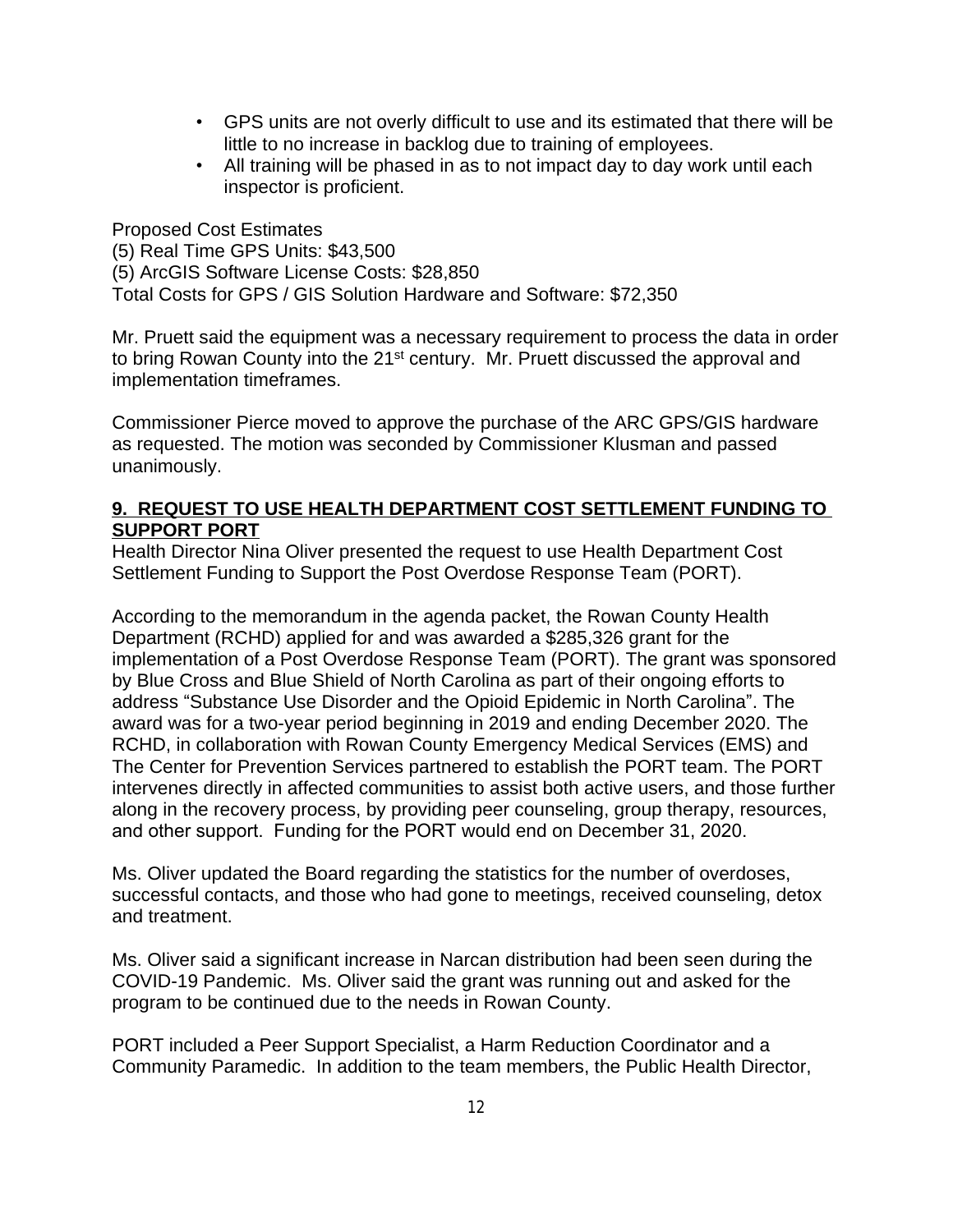- GPS units are not overly difficult to use and its estimated that there will be little to no increase in backlog due to training of employees.
- All training will be phased in as to not impact day to day work until each inspector is proficient.

Proposed Cost Estimates
(5) Real Time GPS Units: $43,500
(5) ArcGIS Software License Costs: $28,850
Total Costs for GPS / GIS Solution Hardware and Software: $72,350

Mr. Pruett said the equipment was a necessary requirement to process the data in order to bring Rowan County into the 21st century. Mr. Pruett discussed the approval and implementation timeframes.

Commissioner Pierce moved to approve the purchase of the ARC GPS/GIS hardware as requested. The motion was seconded by Commissioner Klusman and passed unanimously.

**9. REQUEST TO USE HEALTH DEPARTMENT COST SETTLEMENT FUNDING TO SUPPORT PORT**

Health Director Nina Oliver presented the request to use Health Department Cost Settlement Funding to Support the Post Overdose Response Team (PORT).

According to the memorandum in the agenda packet, the Rowan County Health Department (RCHD) applied for and was awarded a $285,326 grant for the implementation of a Post Overdose Response Team (PORT). The grant was sponsored by Blue Cross and Blue Shield of North Carolina as part of their ongoing efforts to address "Substance Use Disorder and the Opioid Epidemic in North Carolina". The award was for a two-year period beginning in 2019 and ending December 2020. The RCHD, in collaboration with Rowan County Emergency Medical Services (EMS) and The Center for Prevention Services partnered to establish the PORT team. The PORT intervenes directly in affected communities to assist both active users, and those further along in the recovery process, by providing peer counseling, group therapy, resources, and other support. Funding for the PORT would end on December 31, 2020.

Ms. Oliver updated the Board regarding the statistics for the number of overdoses, successful contacts, and those who had gone to meetings, received counseling, detox and treatment.

Ms. Oliver said a significant increase in Narcan distribution had been seen during the COVID-19 Pandemic. Ms. Oliver said the grant was running out and asked for the program to be continued due to the needs in Rowan County.

PORT included a Peer Support Specialist, a Harm Reduction Coordinator and a Community Paramedic. In addition to the team members, the Public Health Director,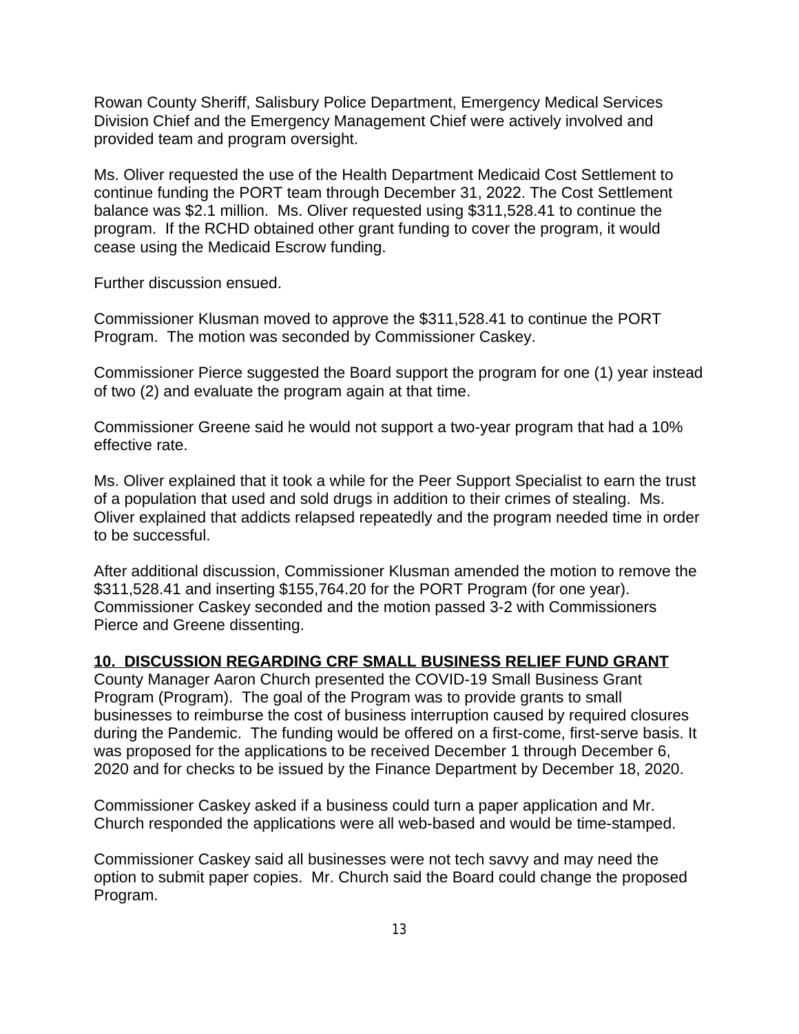Rowan County Sheriff, Salisbury Police Department, Emergency Medical Services Division Chief and the Emergency Management Chief were actively involved and provided team and program oversight.

Ms. Oliver requested the use of the Health Department Medicaid Cost Settlement to continue funding the PORT team through December 31, 2022. The Cost Settlement balance was $2.1 million. Ms. Oliver requested using $311,528.41 to continue the program. If the RCHD obtained other grant funding to cover the program, it would cease using the Medicaid Escrow funding.

Further discussion ensued.

Commissioner Klusman moved to approve the $311,528.41 to continue the PORT Program. The motion was seconded by Commissioner Caskey.

Commissioner Pierce suggested the Board support the program for one (1) year instead of two (2) and evaluate the program again at that time.

Commissioner Greene said he would not support a two-year program that had a 10% effective rate.

Ms. Oliver explained that it took a while for the Peer Support Specialist to earn the trust of a population that used and sold drugs in addition to their crimes of stealing. Ms. Oliver explained that addicts relapsed repeatedly and the program needed time in order to be successful.

After additional discussion, Commissioner Klusman amended the motion to remove the $311,528.41 and inserting $155,764.20 for the PORT Program (for one year). Commissioner Caskey seconded and the motion passed 3-2 with Commissioners Pierce and Greene dissenting.

**10. DISCUSSION REGARDING CRF SMALL BUSINESS RELIEF FUND GRANT**

County Manager Aaron Church presented the COVID-19 Small Business Grant Program (Program). The goal of the Program was to provide grants to small businesses to reimburse the cost of business interruption caused by required closures during the Pandemic. The funding would be offered on a first-come, first-serve basis. It was proposed for the applications to be received December 1 through December 6, 2020 and for checks to be issued by the Finance Department by December 18, 2020.

Commissioner Caskey asked if a business could turn a paper application and Mr. Church responded the applications were all web-based and would be time-stamped.

Commissioner Caskey said all businesses were not tech savvy and may need the option to submit paper copies. Mr. Church said the Board could change the proposed Program.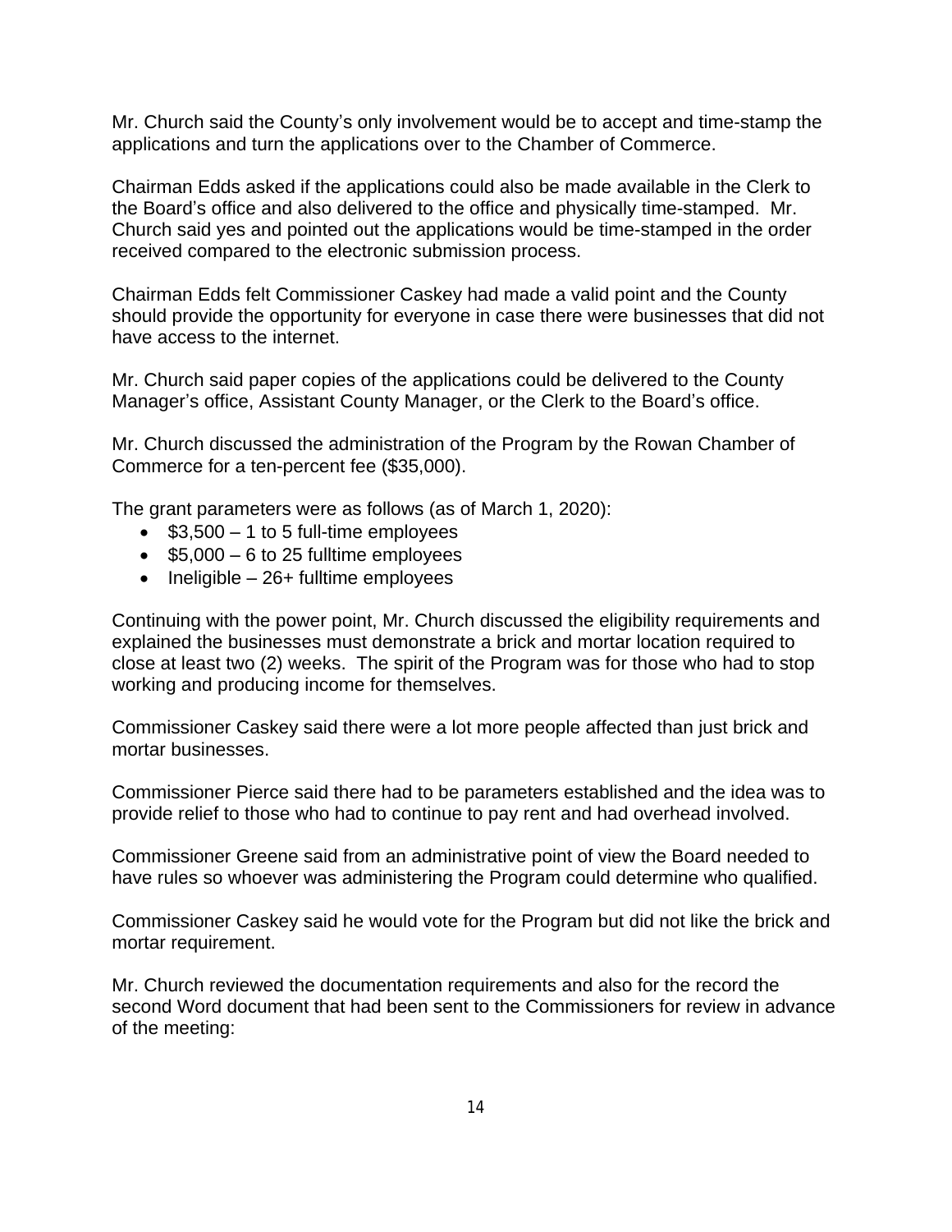Mr. Church said the County's only involvement would be to accept and time-stamp the applications and turn the applications over to the Chamber of Commerce.

Chairman Edds asked if the applications could also be made available in the Clerk to the Board's office and also delivered to the office and physically time-stamped. Mr. Church said yes and pointed out the applications would be time-stamped in the order received compared to the electronic submission process.

Chairman Edds felt Commissioner Caskey had made a valid point and the County should provide the opportunity for everyone in case there were businesses that did not have access to the internet.

Mr. Church said paper copies of the applications could be delivered to the County Manager's office, Assistant County Manager, or the Clerk to the Board's office.

Mr. Church discussed the administration of the Program by the Rowan Chamber of Commerce for a ten-percent fee ($35,000).

The grant parameters were as follows (as of March 1, 2020):

- $3,500 – 1 to 5 full-time employees
- $5,000 – 6 to 25 fulltime employees
- Ineligible – 26+ fulltime employees

Continuing with the power point, Mr. Church discussed the eligibility requirements and explained the businesses must demonstrate a brick and mortar location required to close at least two (2) weeks. The spirit of the Program was for those who had to stop working and producing income for themselves.

Commissioner Caskey said there were a lot more people affected than just brick and mortar businesses.

Commissioner Pierce said there had to be parameters established and the idea was to provide relief to those who had to continue to pay rent and had overhead involved.

Commissioner Greene said from an administrative point of view the Board needed to have rules so whoever was administering the Program could determine who qualified.

Commissioner Caskey said he would vote for the Program but did not like the brick and mortar requirement.

Mr. Church reviewed the documentation requirements and also for the record the second Word document that had been sent to the Commissioners for review in advance of the meeting: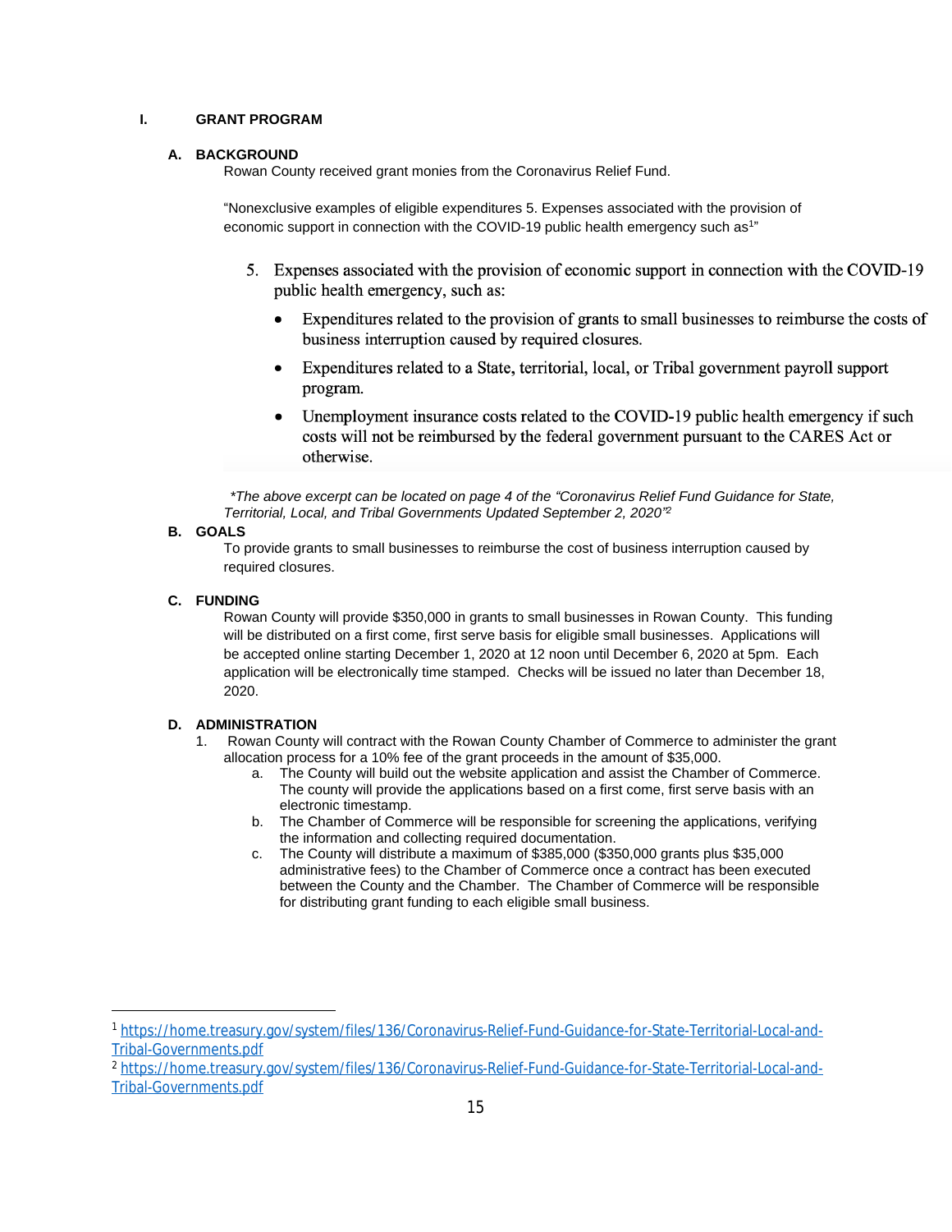## I. GRANT PROGRAM

### A. BACKGROUND

Rowan County received grant monies from the Coronavirus Relief Fund.

"Nonexclusive examples of eligible expenditures 5. Expenses associated with the provision of economic support in connection with the COVID-19 public health emergency such as[1]"

> 5. Expenses associated with the provision of economic support in connection with the COVID-19 public health emergency, such as:
>    - Expenditures related to the provision of grants to small businesses to reimburse the costs of business interruption caused by required closures.
>    - Expenditures related to a State, territorial, local, or Tribal government payroll support program.
>    - Unemployment insurance costs related to the COVID-19 public health emergency if such costs will not be reimbursed by the federal government pursuant to the CARES Act or otherwise.

*\*The above excerpt can be located on page 4 of the "Coronavirus Relief Fund Guidance for State, Territorial, Local, and Tribal Governments Updated September 2, 2020"[2]*

### B. GOALS

To provide grants to small businesses to reimburse the cost of business interruption caused by required closures.

### C. FUNDING

Rowan County will provide $350,000 in grants to small businesses in Rowan County. This funding will be distributed on a first come, first serve basis for eligible small businesses. Applications will be accepted online starting December 1, 2020 at 12 noon until December 6, 2020 at 5pm. Each application will be electronically time stamped. Checks will be issued no later than December 18, 2020.

### D. ADMINISTRATION

1. Rowan County will contract with the Rowan County Chamber of Commerce to administer the grant allocation process for a 10% fee of the grant proceeds in the amount of $35,000.
   a. The County will build out the website application and assist the Chamber of Commerce. The county will provide the applications based on a first come, first serve basis with an electronic timestamp.
   b. The Chamber of Commerce will be responsible for screening the applications, verifying the information and collecting required documentation.
   c. The County will distribute a maximum of $385,000 ($350,000 grants plus $35,000 administrative fees) to the Chamber of Commerce once a contract has been executed between the County and the Chamber. The Chamber of Commerce will be responsible for distributing grant funding to each eligible small business.

---

[1] https://home.treasury.gov/system/files/136/Coronavirus-Relief-Fund-Guidance-for-State-Territorial-Local-and-Tribal-Governments.pdf

[2] https://home.treasury.gov/system/files/136/Coronavirus-Relief-Fund-Guidance-for-State-Territorial-Local-and-Tribal-Governments.pdf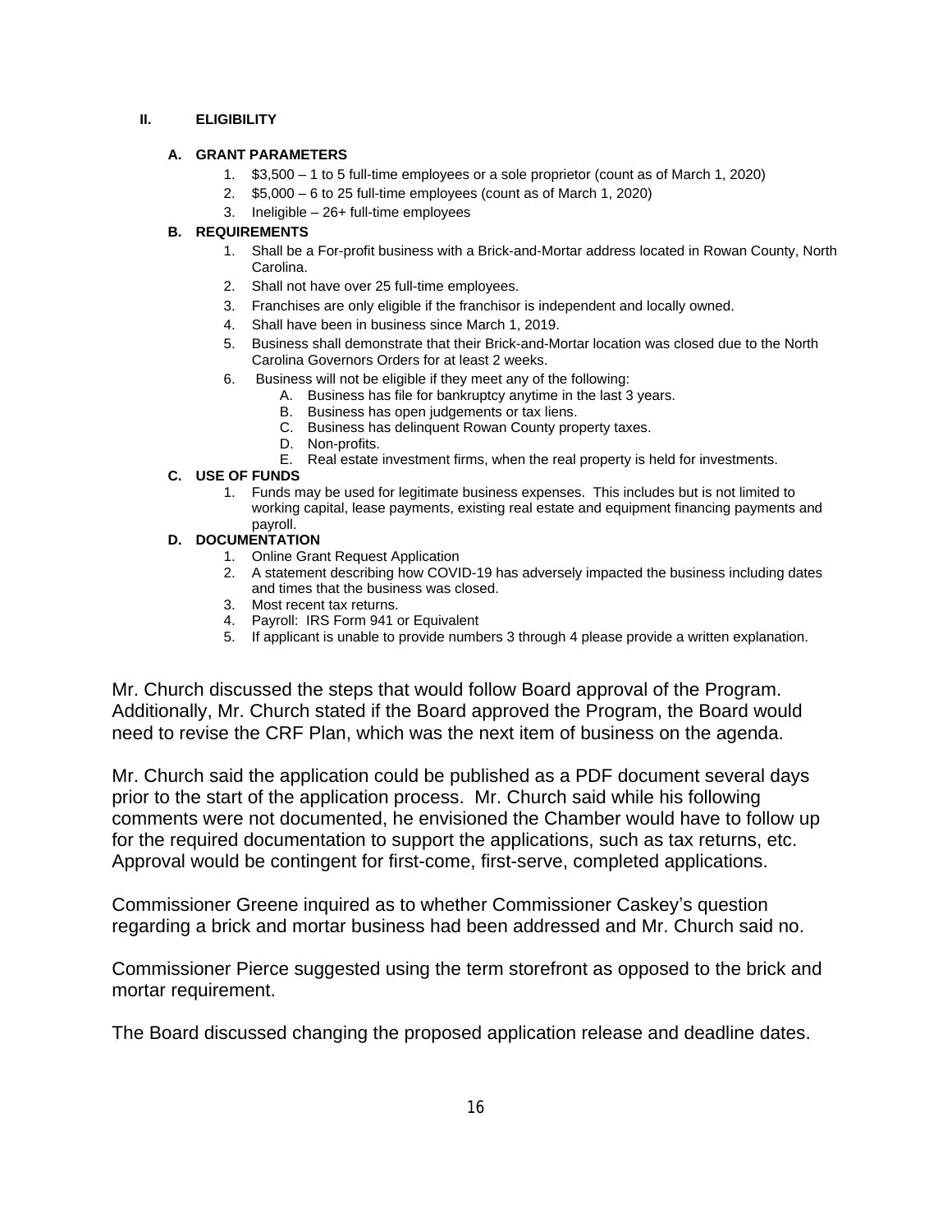**II. ELIGIBILITY**

**A. GRANT PARAMETERS**

1. $3,500 – 1 to 5 full-time employees or a sole proprietor (count as of March 1, 2020)
2. $5,000 – 6 to 25 full-time employees (count as of March 1, 2020)
3. Ineligible – 26+ full-time employees

**B. REQUIREMENTS**

1. Shall be a For-profit business with a Brick-and-Mortar address located in Rowan County, North Carolina.
2. Shall not have over 25 full-time employees.
3. Franchises are only eligible if the franchisor is independent and locally owned.
4. Shall have been in business since March 1, 2019.
5. Business shall demonstrate that their Brick-and-Mortar location was closed due to the North Carolina Governors Orders for at least 2 weeks.
6. Business will not be eligible if they meet any of the following:
   - A. Business has file for bankruptcy anytime in the last 3 years.
   - B. Business has open judgements or tax liens.
   - C. Business has delinquent Rowan County property taxes.
   - D. Non-profits.
   - E. Real estate investment firms, when the real property is held for investments.

**C. USE OF FUNDS**

1. Funds may be used for legitimate business expenses. This includes but is not limited to working capital, lease payments, existing real estate and equipment financing payments and payroll.

**D. DOCUMENTATION**

1. Online Grant Request Application
2. A statement describing how COVID-19 has adversely impacted the business including dates and times that the business was closed.
3. Most recent tax returns.
4. Payroll: IRS Form 941 or Equivalent
5. If applicant is unable to provide numbers 3 through 4 please provide a written explanation.

Mr. Church discussed the steps that would follow Board approval of the Program. Additionally, Mr. Church stated if the Board approved the Program, the Board would need to revise the CRF Plan, which was the next item of business on the agenda.

Mr. Church said the application could be published as a PDF document several days prior to the start of the application process. Mr. Church said while his following comments were not documented, he envisioned the Chamber would have to follow up for the required documentation to support the applications, such as tax returns, etc. Approval would be contingent for first-come, first-serve, completed applications.

Commissioner Greene inquired as to whether Commissioner Caskey's question regarding a brick and mortar business had been addressed and Mr. Church said no.

Commissioner Pierce suggested using the term storefront as opposed to the brick and mortar requirement.

The Board discussed changing the proposed application release and deadline dates.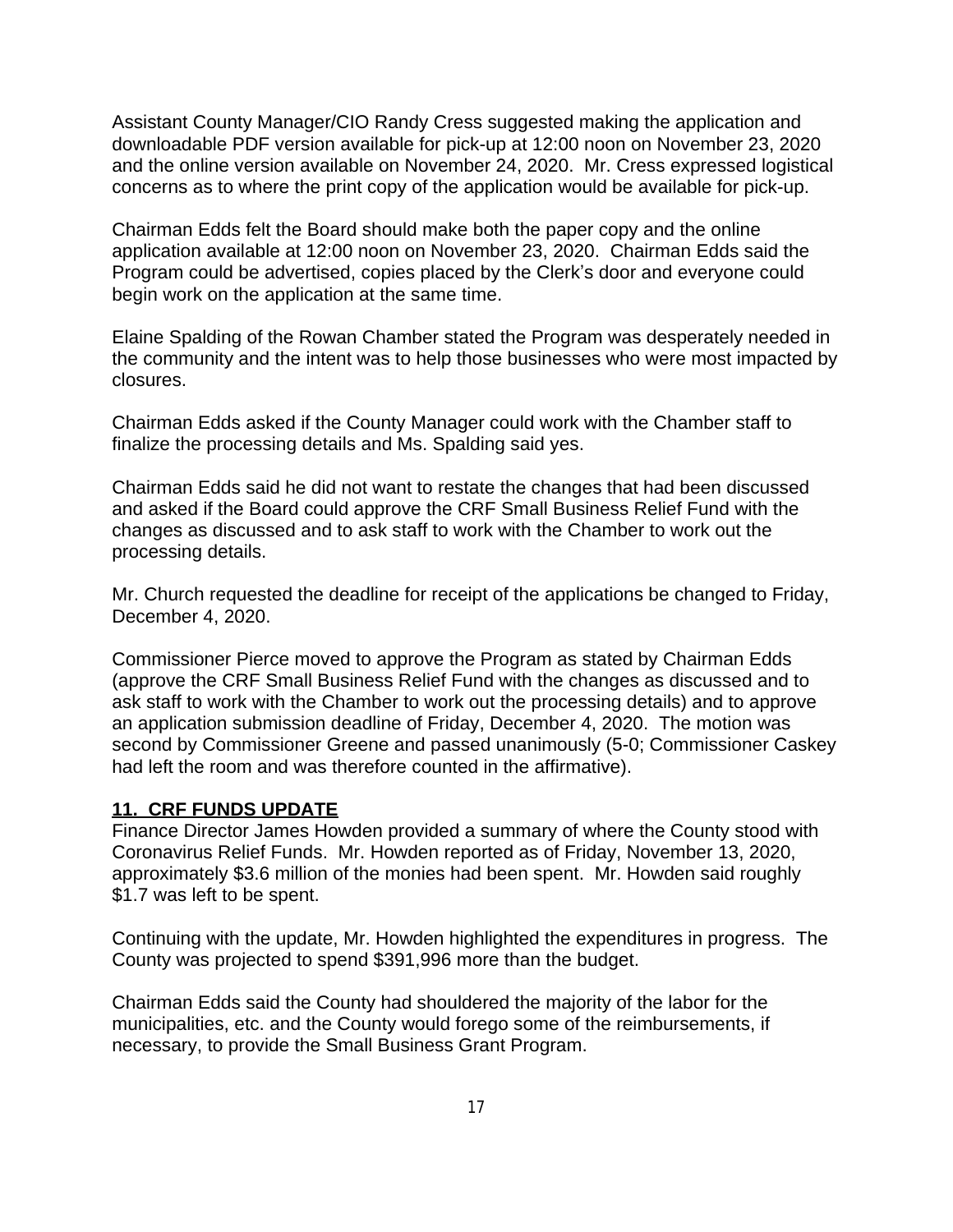Assistant County Manager/CIO Randy Cress suggested making the application and downloadable PDF version available for pick-up at 12:00 noon on November 23, 2020 and the online version available on November 24, 2020. Mr. Cress expressed logistical concerns as to where the print copy of the application would be available for pick-up.

Chairman Edds felt the Board should make both the paper copy and the online application available at 12:00 noon on November 23, 2020. Chairman Edds said the Program could be advertised, copies placed by the Clerk's door and everyone could begin work on the application at the same time.

Elaine Spalding of the Rowan Chamber stated the Program was desperately needed in the community and the intent was to help those businesses who were most impacted by closures.

Chairman Edds asked if the County Manager could work with the Chamber staff to finalize the processing details and Ms. Spalding said yes.

Chairman Edds said he did not want to restate the changes that had been discussed and asked if the Board could approve the CRF Small Business Relief Fund with the changes as discussed and to ask staff to work with the Chamber to work out the processing details.

Mr. Church requested the deadline for receipt of the applications be changed to Friday, December 4, 2020.

Commissioner Pierce moved to approve the Program as stated by Chairman Edds (approve the CRF Small Business Relief Fund with the changes as discussed and to ask staff to work with the Chamber to work out the processing details) and to approve an application submission deadline of Friday, December 4, 2020. The motion was second by Commissioner Greene and passed unanimously (5-0; Commissioner Caskey had left the room and was therefore counted in the affirmative).

**11. CRF FUNDS UPDATE**

Finance Director James Howden provided a summary of where the County stood with Coronavirus Relief Funds. Mr. Howden reported as of Friday, November 13, 2020, approximately $3.6 million of the monies had been spent. Mr. Howden said roughly $1.7 was left to be spent.

Continuing with the update, Mr. Howden highlighted the expenditures in progress. The County was projected to spend $391,996 more than the budget.

Chairman Edds said the County had shouldered the majority of the labor for the municipalities, etc. and the County would forego some of the reimbursements, if necessary, to provide the Small Business Grant Program.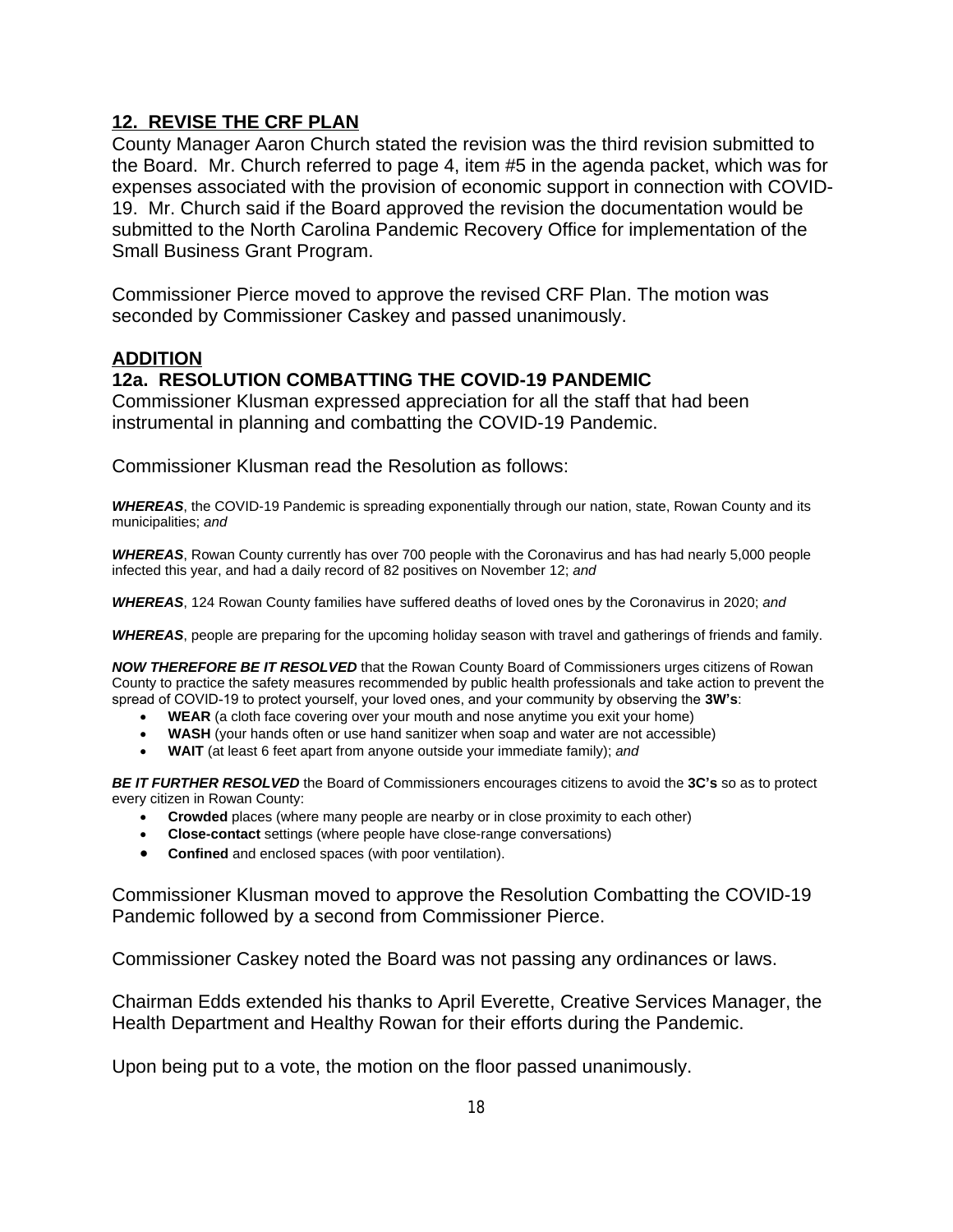## **12. REVISE THE CRF PLAN**

County Manager Aaron Church stated the revision was the third revision submitted to the Board. Mr. Church referred to page 4, item #5 in the agenda packet, which was for expenses associated with the provision of economic support in connection with COVID-19. Mr. Church said if the Board approved the revision the documentation would be submitted to the North Carolina Pandemic Recovery Office for implementation of the Small Business Grant Program.

Commissioner Pierce moved to approve the revised CRF Plan. The motion was seconded by Commissioner Caskey and passed unanimously.

## **ADDITION**

### **12a. RESOLUTION COMBATTING THE COVID-19 PANDEMIC**

Commissioner Klusman expressed appreciation for all the staff that had been instrumental in planning and combatting the COVID-19 Pandemic.

Commissioner Klusman read the Resolution as follows:

***WHEREAS***, the COVID-19 Pandemic is spreading exponentially through our nation, state, Rowan County and its municipalities; *and*

***WHEREAS***, Rowan County currently has over 700 people with the Coronavirus and has had nearly 5,000 people infected this year, and had a daily record of 82 positives on November 12; *and*

***WHEREAS***, 124 Rowan County families have suffered deaths of loved ones by the Coronavirus in 2020; *and*

***WHEREAS***, people are preparing for the upcoming holiday season with travel and gatherings of friends and family.

***NOW THEREFORE BE IT RESOLVED*** that the Rowan County Board of Commissioners urges citizens of Rowan County to practice the safety measures recommended by public health professionals and take action to prevent the spread of COVID-19 to protect yourself, your loved ones, and your community by observing the **3W's**:

- **WEAR** (a cloth face covering over your mouth and nose anytime you exit your home)
- **WASH** (your hands often or use hand sanitizer when soap and water are not accessible)
- **WAIT** (at least 6 feet apart from anyone outside your immediate family); *and*

***BE IT FURTHER RESOLVED*** the Board of Commissioners encourages citizens to avoid the **3C's** so as to protect every citizen in Rowan County:

- **Crowded** places (where many people are nearby or in close proximity to each other)
- **Close-contact** settings (where people have close-range conversations)
- **Confined** and enclosed spaces (with poor ventilation).

Commissioner Klusman moved to approve the Resolution Combatting the COVID-19 Pandemic followed by a second from Commissioner Pierce.

Commissioner Caskey noted the Board was not passing any ordinances or laws.

Chairman Edds extended his thanks to April Everette, Creative Services Manager, the Health Department and Healthy Rowan for their efforts during the Pandemic.

Upon being put to a vote, the motion on the floor passed unanimously.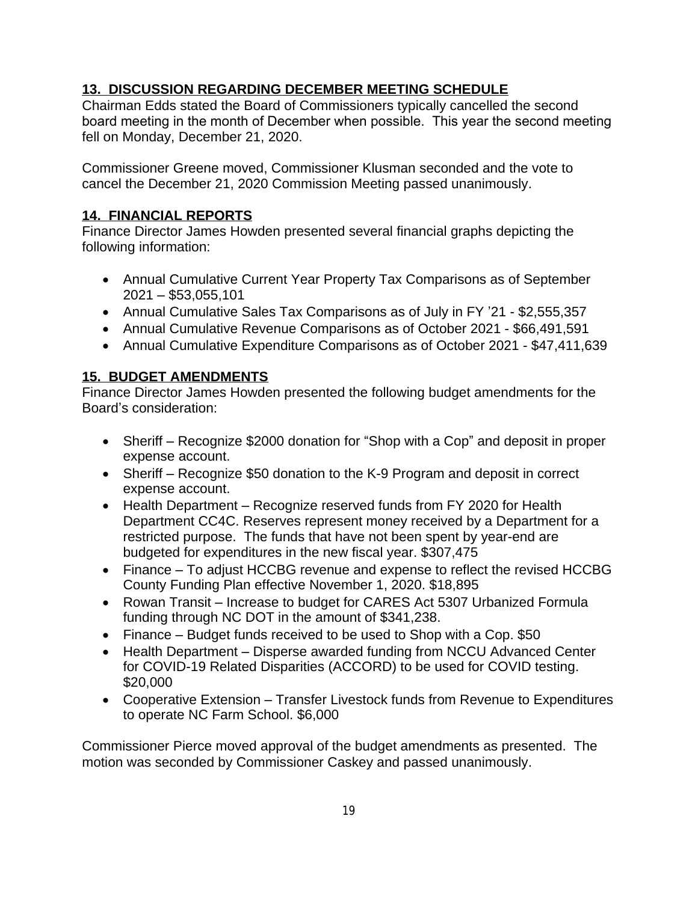## 13. DISCUSSION REGARDING DECEMBER MEETING SCHEDULE

Chairman Edds stated the Board of Commissioners typically cancelled the second board meeting in the month of December when possible. This year the second meeting fell on Monday, December 21, 2020.

Commissioner Greene moved, Commissioner Klusman seconded and the vote to cancel the December 21, 2020 Commission Meeting passed unanimously.

## 14. FINANCIAL REPORTS

Finance Director James Howden presented several financial graphs depicting the following information:

- Annual Cumulative Current Year Property Tax Comparisons as of September 2021 – $53,055,101
- Annual Cumulative Sales Tax Comparisons as of July in FY '21 - $2,555,357
- Annual Cumulative Revenue Comparisons as of October 2021 - $66,491,591
- Annual Cumulative Expenditure Comparisons as of October 2021 - $47,411,639

## 15. BUDGET AMENDMENTS

Finance Director James Howden presented the following budget amendments for the Board's consideration:

- Sheriff – Recognize $2000 donation for "Shop with a Cop" and deposit in proper expense account.
- Sheriff – Recognize $50 donation to the K-9 Program and deposit in correct expense account.
- Health Department – Recognize reserved funds from FY 2020 for Health Department CC4C. Reserves represent money received by a Department for a restricted purpose. The funds that have not been spent by year-end are budgeted for expenditures in the new fiscal year. $307,475
- Finance – To adjust HCCBG revenue and expense to reflect the revised HCCBG County Funding Plan effective November 1, 2020. $18,895
- Rowan Transit – Increase to budget for CARES Act 5307 Urbanized Formula funding through NC DOT in the amount of $341,238.
- Finance – Budget funds received to be used to Shop with a Cop. $50
- Health Department – Disperse awarded funding from NCCU Advanced Center for COVID-19 Related Disparities (ACCORD) to be used for COVID testing. $20,000
- Cooperative Extension – Transfer Livestock funds from Revenue to Expenditures to operate NC Farm School. $6,000

Commissioner Pierce moved approval of the budget amendments as presented. The motion was seconded by Commissioner Caskey and passed unanimously.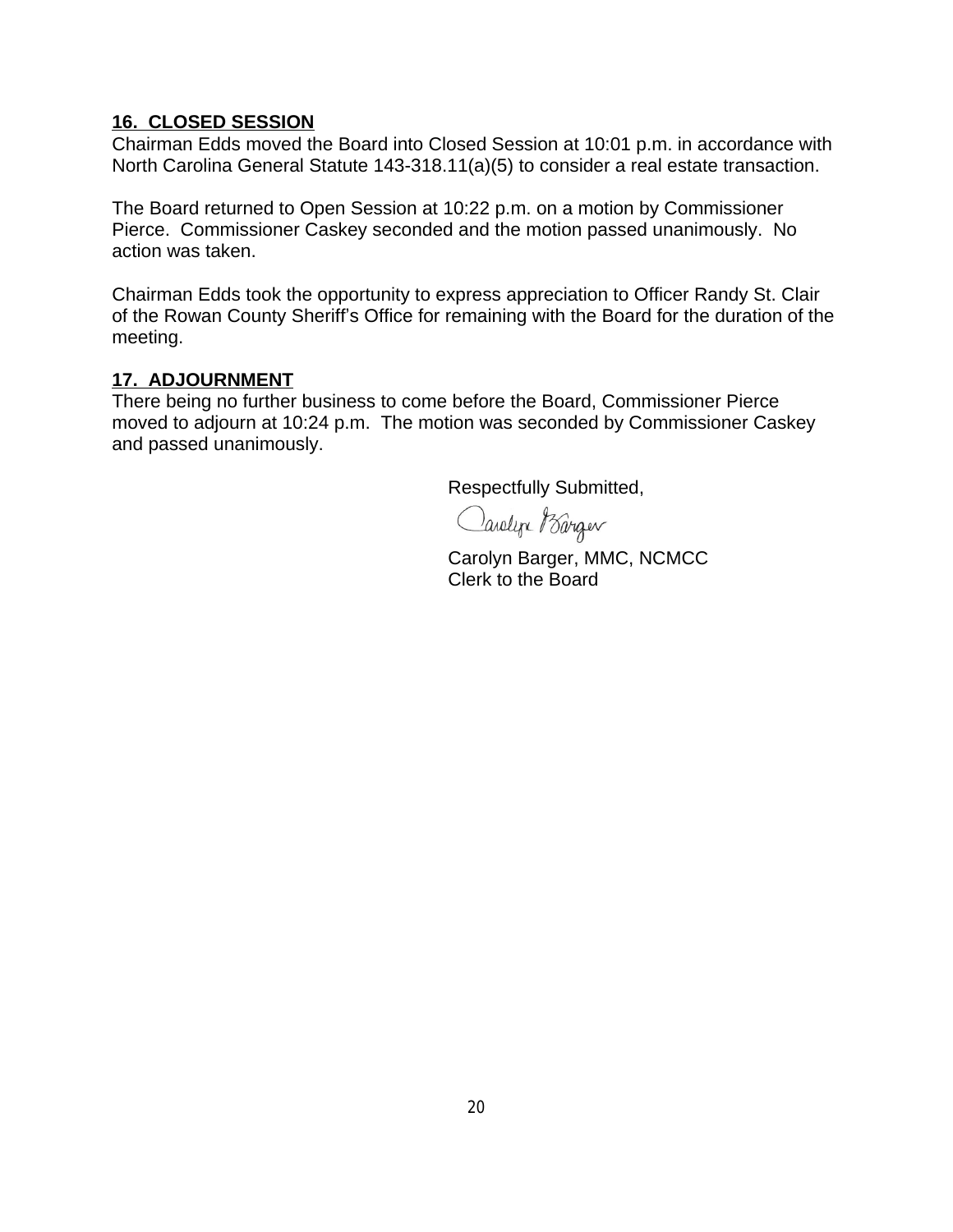**16. CLOSED SESSION**

Chairman Edds moved the Board into Closed Session at 10:01 p.m. in accordance with North Carolina General Statute 143-318.11(a)(5) to consider a real estate transaction.

The Board returned to Open Session at 10:22 p.m. on a motion by Commissioner Pierce. Commissioner Caskey seconded and the motion passed unanimously. No action was taken.

Chairman Edds took the opportunity to express appreciation to Officer Randy St. Clair of the Rowan County Sheriff's Office for remaining with the Board for the duration of the meeting.

**17. ADJOURNMENT**

There being no further business to come before the Board, Commissioner Pierce moved to adjourn at 10:24 p.m. The motion was seconded by Commissioner Caskey and passed unanimously.

Respectfully Submitted,

Carolyn Barger

Carolyn Barger, MMC, NCMCC
Clerk to the Board